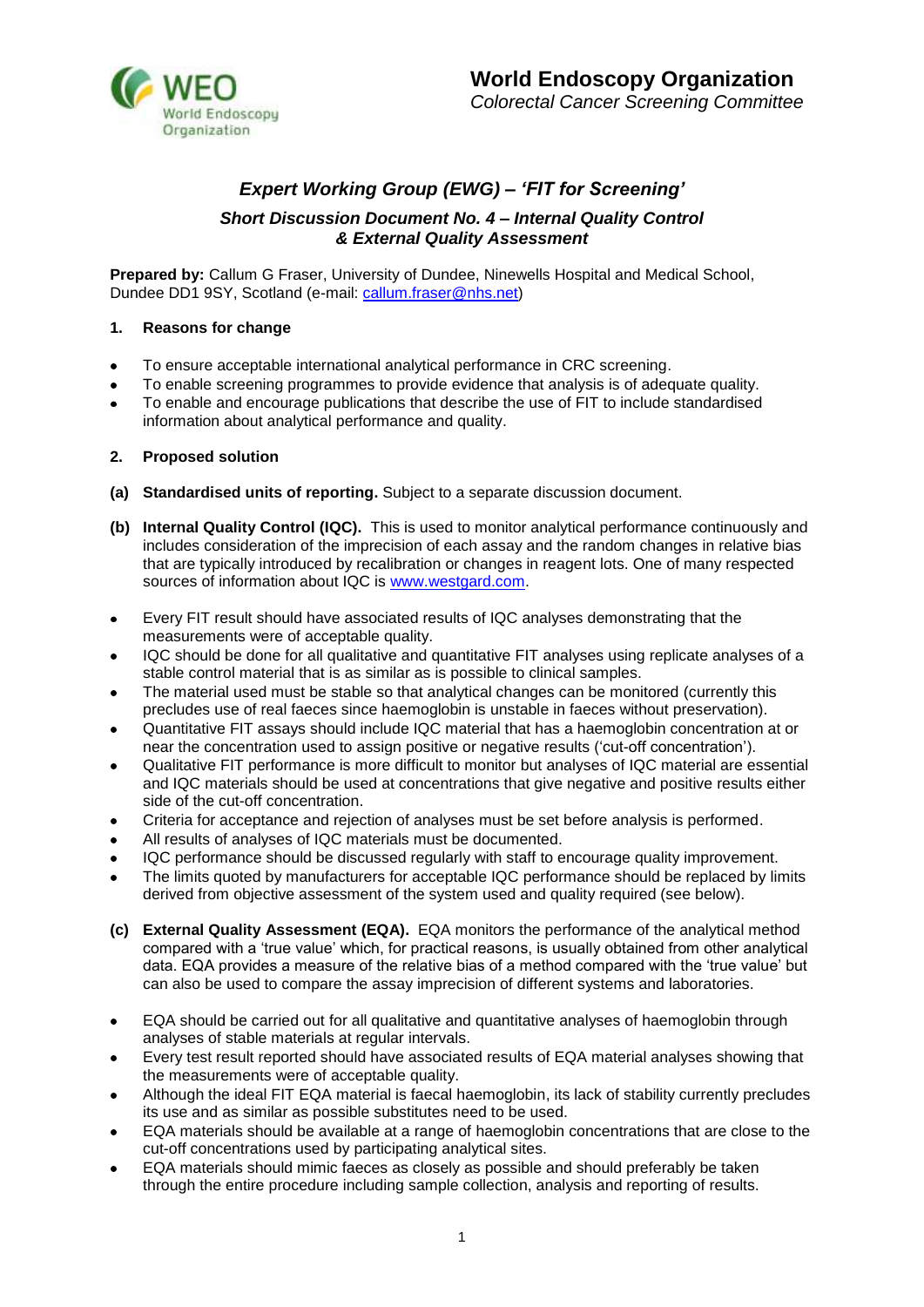**World Endoscopy Organization**
*Colorectal Cancer Screening Committee*

## *Expert Working Group (EWG) – 'FIT for Screening'*

### *Short Discussion Document No. 4 – Internal Quality Control & External Quality Assessment*

**Prepared by:** Callum G Fraser, University of Dundee, Ninewells Hospital and Medical School, Dundee DD1 9SY, Scotland (e-mail: callum.fraser@nhs.net)

### 1. Reasons for change

- To ensure acceptable international analytical performance in CRC screening.
- To enable screening programmes to provide evidence that analysis is of adequate quality.
- To enable and encourage publications that describe the use of FIT to include standardised information about analytical performance and quality.

### 2. Proposed solution

**(a) Standardised units of reporting.** Subject to a separate discussion document.

**(b) Internal Quality Control (IQC).** This is used to monitor analytical performance continuously and includes consideration of the imprecision of each assay and the random changes in relative bias that are typically introduced by recalibration or changes in reagent lots. One of many respected sources of information about IQC is www.westgard.com.

- Every FIT result should have associated results of IQC analyses demonstrating that the measurements were of acceptable quality.
- IQC should be done for all qualitative and quantitative FIT analyses using replicate analyses of a stable control material that is as similar as is possible to clinical samples.
- The material used must be stable so that analytical changes can be monitored (currently this precludes use of real faeces since haemoglobin is unstable in faeces without preservation).
- Quantitative FIT assays should include IQC material that has a haemoglobin concentration at or near the concentration used to assign positive or negative results ('cut-off concentration').
- Qualitative FIT performance is more difficult to monitor but analyses of IQC material are essential and IQC materials should be used at concentrations that give negative and positive results either side of the cut-off concentration.
- Criteria for acceptance and rejection of analyses must be set before analysis is performed.
- All results of analyses of IQC materials must be documented.
- IQC performance should be discussed regularly with staff to encourage quality improvement.
- The limits quoted by manufacturers for acceptable IQC performance should be replaced by limits derived from objective assessment of the system used and quality required (see below).

**(c) External Quality Assessment (EQA).** EQA monitors the performance of the analytical method compared with a 'true value' which, for practical reasons, is usually obtained from other analytical data. EQA provides a measure of the relative bias of a method compared with the 'true value' but can also be used to compare the assay imprecision of different systems and laboratories.

- EQA should be carried out for all qualitative and quantitative analyses of haemoglobin through analyses of stable materials at regular intervals.
- Every test result reported should have associated results of EQA material analyses showing that the measurements were of acceptable quality.
- Although the ideal FIT EQA material is faecal haemoglobin, its lack of stability currently precludes its use and as similar as possible substitutes need to be used.
- EQA materials should be available at a range of haemoglobin concentrations that are close to the cut-off concentrations used by participating analytical sites.
- EQA materials should mimic faeces as closely as possible and should preferably be taken through the entire procedure including sample collection, analysis and reporting of results.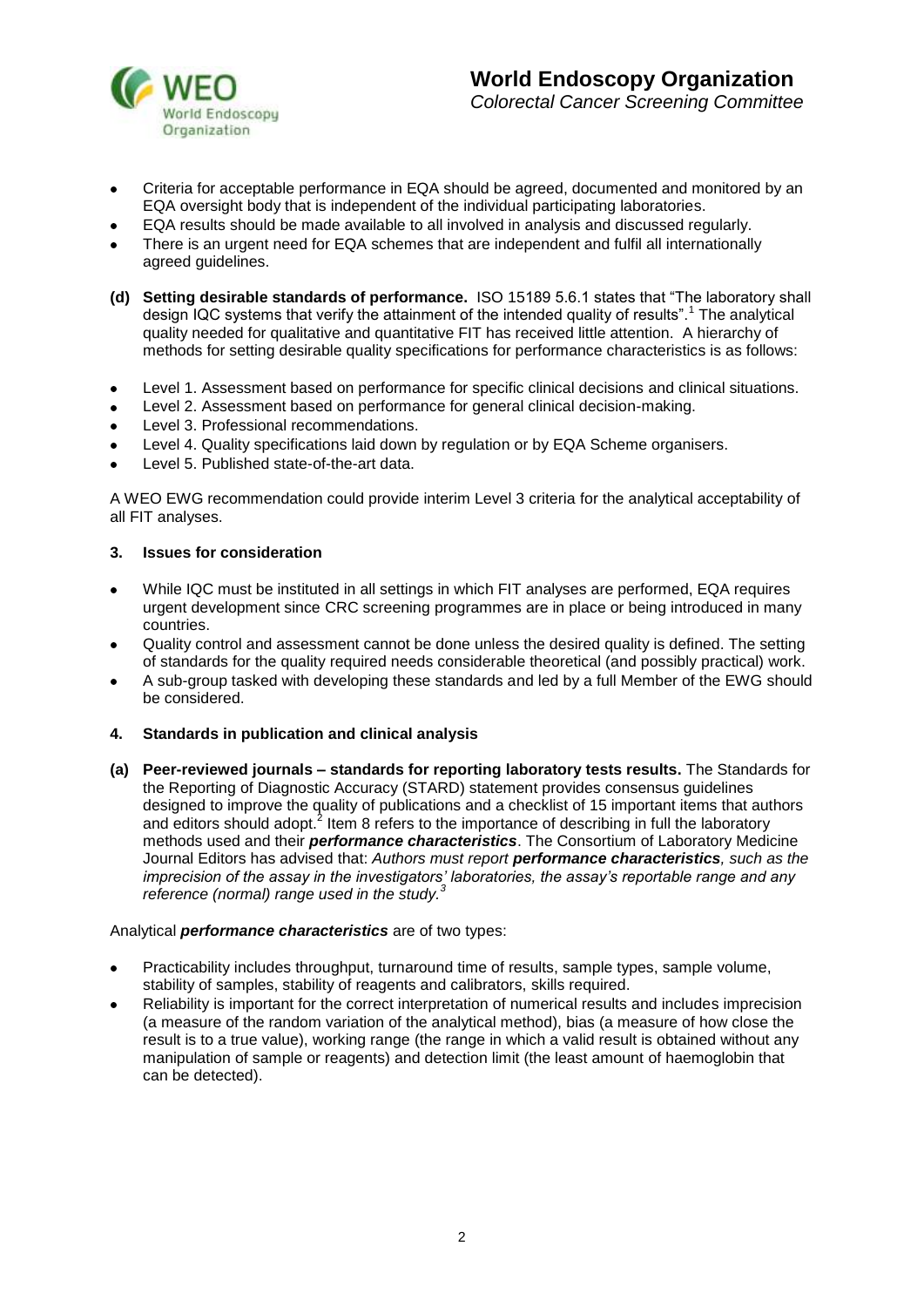- Criteria for acceptable performance in EQA should be agreed, documented and monitored by an EQA oversight body that is independent of the individual participating laboratories.
- EQA results should be made available to all involved in analysis and discussed regularly.
- There is an urgent need for EQA schemes that are independent and fulfil all internationally agreed guidelines.

**(d) Setting desirable standards of performance.** ISO 15189 5.6.1 states that "The laboratory shall design IQC systems that verify the attainment of the intended quality of results".[1] The analytical quality needed for qualitative and quantitative FIT has received little attention. A hierarchy of methods for setting desirable quality specifications for performance characteristics is as follows:

- Level 1. Assessment based on performance for specific clinical decisions and clinical situations.
- Level 2. Assessment based on performance for general clinical decision-making.
- Level 3. Professional recommendations.
- Level 4. Quality specifications laid down by regulation or by EQA Scheme organisers.
- Level 5. Published state-of-the-art data.

A WEO EWG recommendation could provide interim Level 3 criteria for the analytical acceptability of all FIT analyses.

## 3. Issues for consideration

- While IQC must be instituted in all settings in which FIT analyses are performed, EQA requires urgent development since CRC screening programmes are in place or being introduced in many countries.
- Quality control and assessment cannot be done unless the desired quality is defined. The setting of standards for the quality required needs considerable theoretical (and possibly practical) work.
- A sub-group tasked with developing these standards and led by a full Member of the EWG should be considered.

## 4. Standards in publication and clinical analysis

**(a) Peer-reviewed journals – standards for reporting laboratory tests results.** The Standards for the Reporting of Diagnostic Accuracy (STARD) statement provides consensus guidelines designed to improve the quality of publications and a checklist of 15 important items that authors and editors should adopt.[2] Item 8 refers to the importance of describing in full the laboratory methods used and their ***performance characteristics***. The Consortium of Laboratory Medicine Journal Editors has advised that: *Authors must report **performance characteristics**, such as the imprecision of the assay in the investigators' laboratories, the assay's reportable range and any reference (normal) range used in the study.*[3]

Analytical ***performance characteristics*** are of two types:

- Practicability includes throughput, turnaround time of results, sample types, sample volume, stability of samples, stability of reagents and calibrators, skills required.
- Reliability is important for the correct interpretation of numerical results and includes imprecision (a measure of the random variation of the analytical method), bias (a measure of how close the result is to a true value), working range (the range in which a valid result is obtained without any manipulation of sample or reagents) and detection limit (the least amount of haemoglobin that can be detected).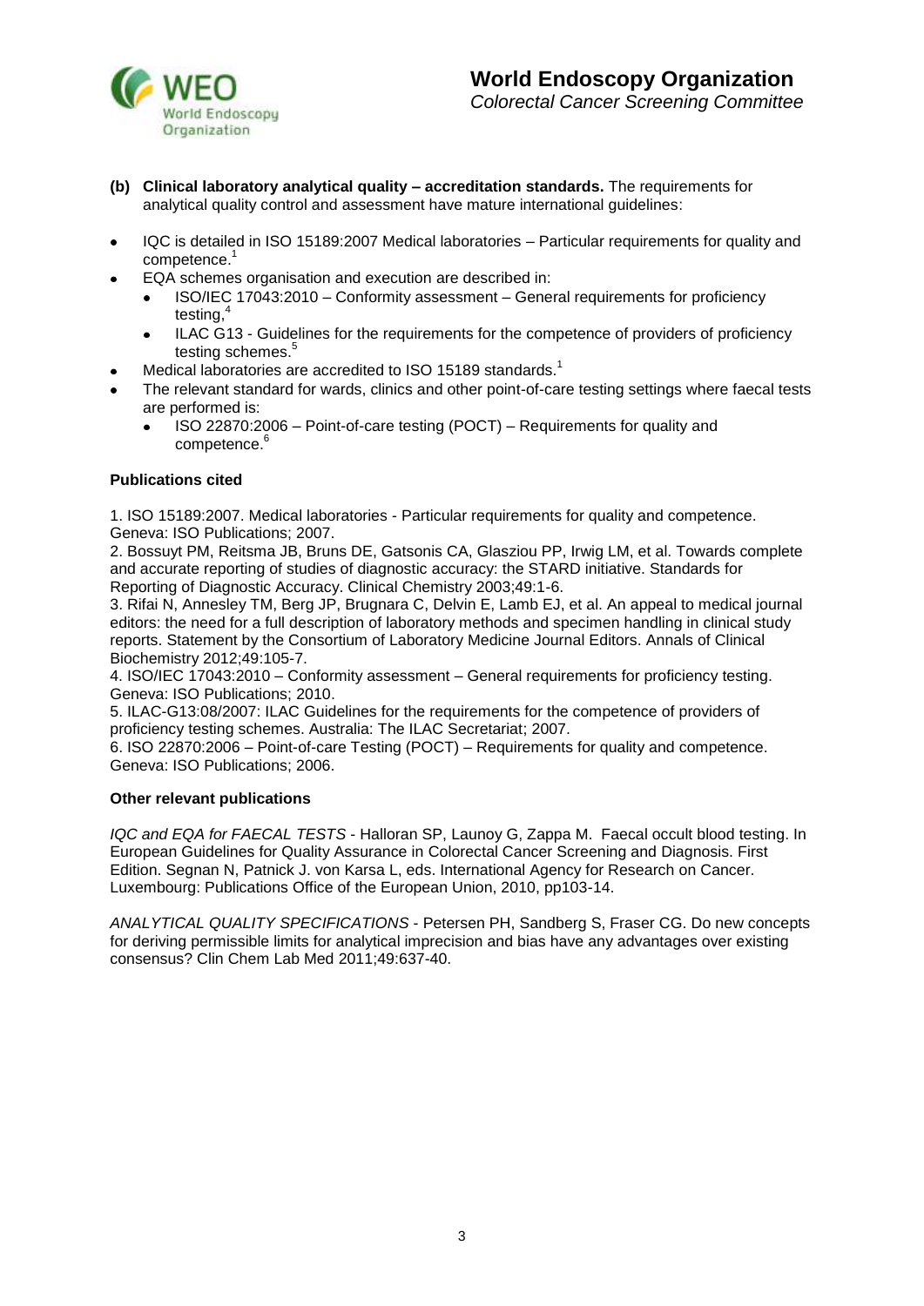**(b) Clinical laboratory analytical quality – accreditation standards.** The requirements for analytical quality control and assessment have mature international guidelines:

- IQC is detailed in ISO 15189:2007 Medical laboratories – Particular requirements for quality and competence.[1]
- EQA schemes organisation and execution are described in:
  - ISO/IEC 17043:2010 – Conformity assessment – General requirements for proficiency testing,[4]
  - ILAC G13 - Guidelines for the requirements for the competence of providers of proficiency testing schemes.[5]
- Medical laboratories are accredited to ISO 15189 standards.[1]
- The relevant standard for wards, clinics and other point-of-care testing settings where faecal tests are performed is:
  - ISO 22870:2006 – Point-of-care testing (POCT) – Requirements for quality and competence.[6]

**Publications cited**

1. ISO 15189:2007. Medical laboratories - Particular requirements for quality and competence. Geneva: ISO Publications; 2007.
2. Bossuyt PM, Reitsma JB, Bruns DE, Gatsonis CA, Glasziou PP, Irwig LM, et al. Towards complete and accurate reporting of studies of diagnostic accuracy: the STARD initiative. Standards for Reporting of Diagnostic Accuracy. Clinical Chemistry 2003;49:1-6.
3. Rifai N, Annesley TM, Berg JP, Brugnara C, Delvin E, Lamb EJ, et al. An appeal to medical journal editors: the need for a full description of laboratory methods and specimen handling in clinical study reports. Statement by the Consortium of Laboratory Medicine Journal Editors. Annals of Clinical Biochemistry 2012;49:105-7.
4. ISO/IEC 17043:2010 – Conformity assessment – General requirements for proficiency testing. Geneva: ISO Publications; 2010.
5. ILAC-G13:08/2007: ILAC Guidelines for the requirements for the competence of providers of proficiency testing schemes. Australia: The ILAC Secretariat; 2007.
6. ISO 22870:2006 – Point-of-care Testing (POCT) – Requirements for quality and competence. Geneva: ISO Publications; 2006.

**Other relevant publications**

*IQC and EQA for FAECAL TESTS* - Halloran SP, Launoy G, Zappa M. Faecal occult blood testing. In European Guidelines for Quality Assurance in Colorectal Cancer Screening and Diagnosis. First Edition. Segnan N, Patnick J. von Karsa L, eds. International Agency for Research on Cancer. Luxembourg: Publications Office of the European Union, 2010, pp103-14.

*ANALYTICAL QUALITY SPECIFICATIONS* - Petersen PH, Sandberg S, Fraser CG. Do new concepts for deriving permissible limits for analytical imprecision and bias have any advantages over existing consensus? Clin Chem Lab Med 2011;49:637-40.